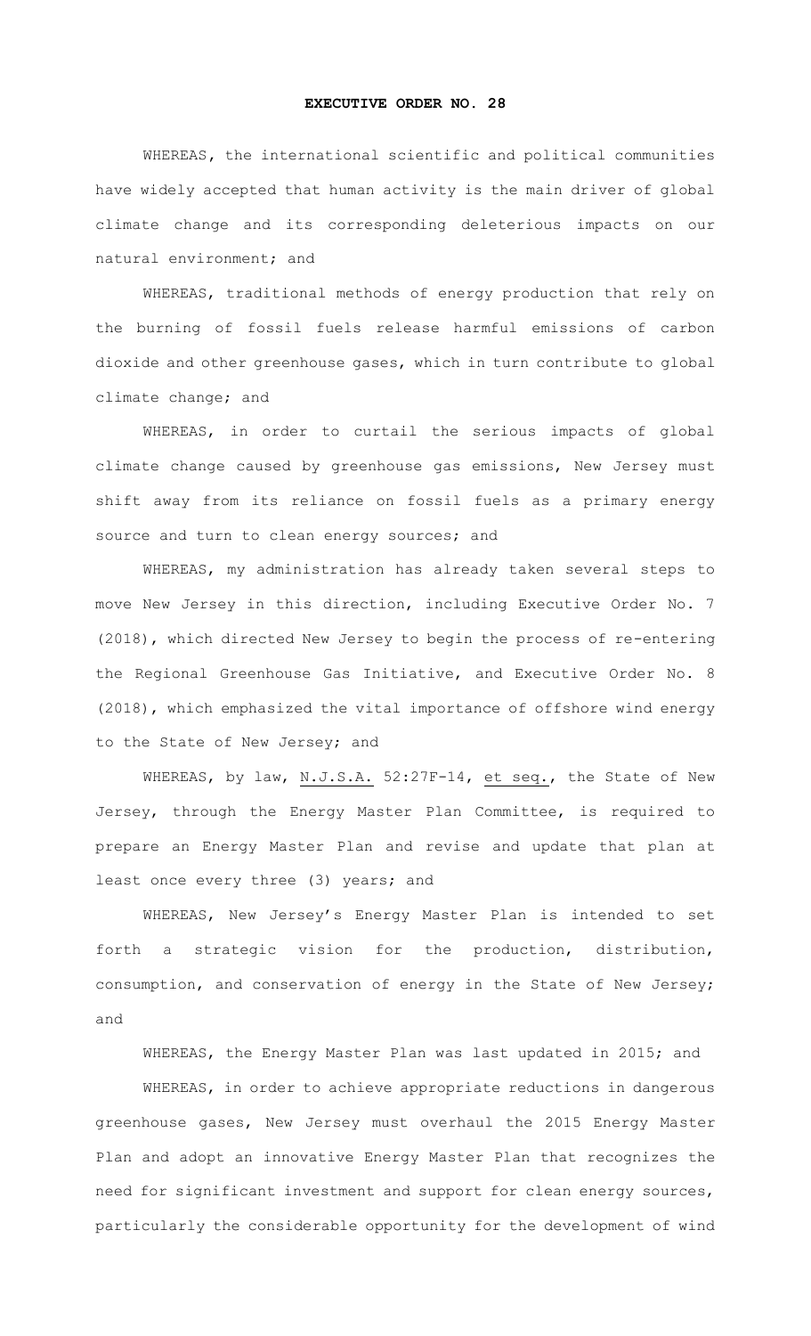# EXECUTIVE ORDER NO. 28

WHEREAS, the international scientific and political communities have widely accepted that human activity is the main driver of global climate change and its corresponding deleterious impacts on our natural environment; and

WHEREAS, traditional methods of energy production that rely on the burning of fossil fuels release harmful emissions of carbon dioxide and other greenhouse gases, which in turn contribute to global climate change; and

WHEREAS, in order to curtail the serious impacts of global climate change caused by greenhouse gas emissions, New Jersey must shift away from its reliance on fossil fuels as a primary energy source and turn to clean energy sources; and

WHEREAS, my administration has already taken several steps to move New Jersey in this direction, including Executive Order No. 7 (2018), which directed New Jersey to begin the process of re-entering the Regional Greenhouse Gas Initiative, and Executive Order No. 8 (2018), which emphasized the vital importance of offshore wind energy to the State of New Jersey; and

WHEREAS, by law, N.J.S.A. 52:27F-14, et seq., the State of New Jersey, through the Energy Master Plan Committee, is required to prepare an Energy Master Plan and revise and update that plan at least once every three (3) years; and

WHEREAS, New Jersey's Energy Master Plan is intended to set forth a strategic vision for the production, distribution, consumption, and conservation of energy in the State of New Jersey; and

WHEREAS, the Energy Master Plan was last updated in 2015; and

WHEREAS, in order to achieve appropriate reductions in dangerous greenhouse gases, New Jersey must overhaul the 2015 Energy Master Plan and adopt an innovative Energy Master Plan that recognizes the need for significant investment and support for clean energy sources, particularly the considerable opportunity for the development of wind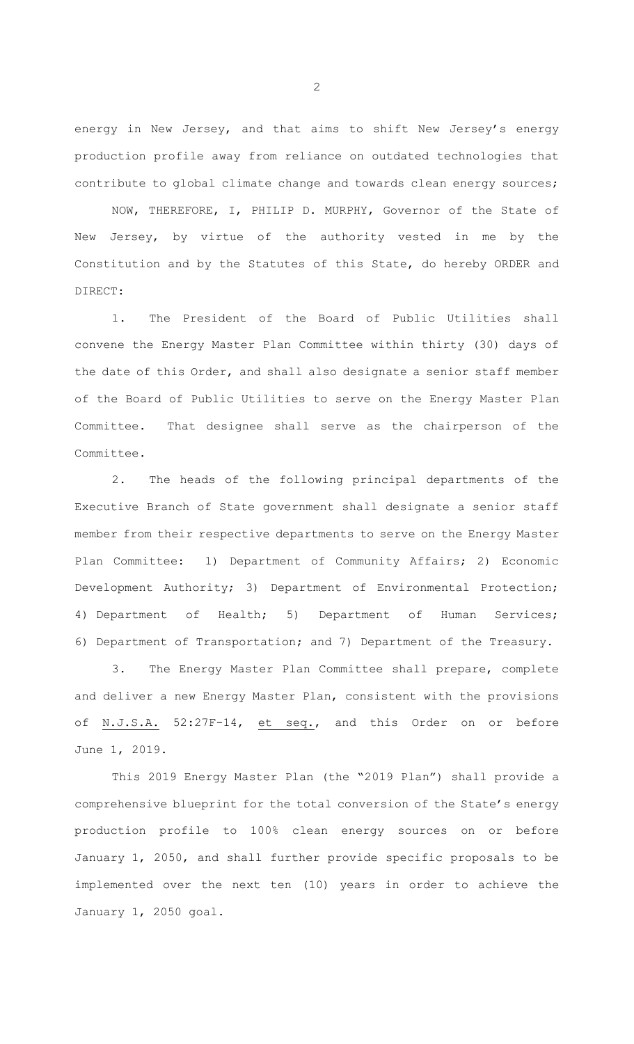energy in New Jersey, and that aims to shift New Jersey's energy production profile away from reliance on outdated technologies that contribute to global climate change and towards clean energy sources;

NOW, THEREFORE, I, PHILIP D. MURPHY, Governor of the State of New Jersey, by virtue of the authority vested in me by the Constitution and by the Statutes of this State, do hereby ORDER and DIRECT:

1. The President of the Board of Public Utilities shall convene the Energy Master Plan Committee within thirty (30) days of the date of this Order, and shall also designate a senior staff member of the Board of Public Utilities to serve on the Energy Master Plan Committee. That designee shall serve as the chairperson of the Committee.

2. The heads of the following principal departments of the Executive Branch of State government shall designate a senior staff member from their respective departments to serve on the Energy Master Plan Committee: 1) Department of Community Affairs; 2) Economic Development Authority; 3) Department of Environmental Protection; 4) Department of Health; 5) Department of Human Services; 6) Department of Transportation; and 7) Department of the Treasury.

3. The Energy Master Plan Committee shall prepare, complete and deliver a new Energy Master Plan, consistent with the provisions of N.J.S.A. 52:27F-14, et seq., and this Order on or before June 1, 2019.

This 2019 Energy Master Plan (the "2019 Plan") shall provide a comprehensive blueprint for the total conversion of the State's energy production profile to 100% clean energy sources on or before January 1, 2050, and shall further provide specific proposals to be implemented over the next ten (10) years in order to achieve the January 1, 2050 goal.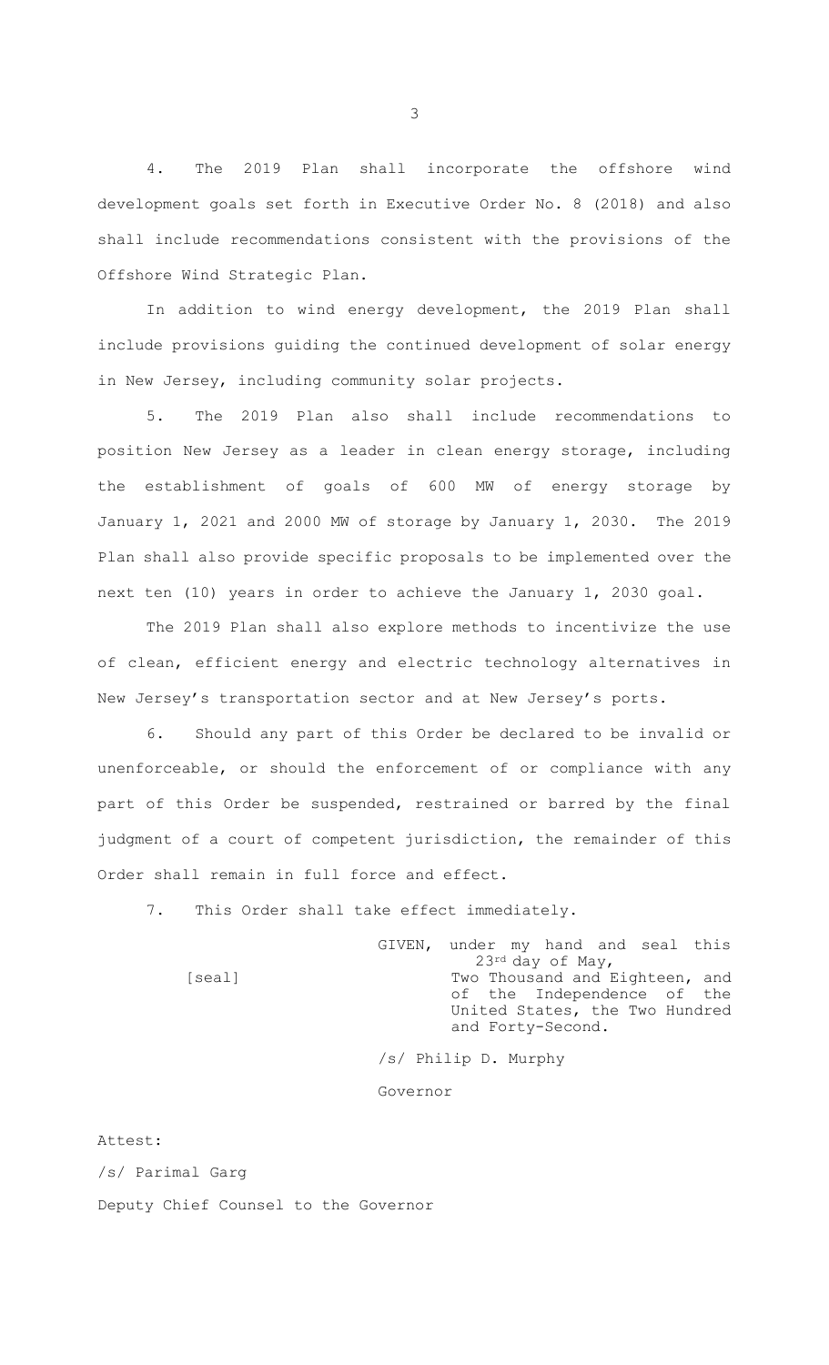4. The 2019 Plan shall incorporate the offshore wind development goals set forth in Executive Order No. 8 (2018) and also shall include recommendations consistent with the provisions of the Offshore Wind Strategic Plan.

In addition to wind energy development, the 2019 Plan shall include provisions guiding the continued development of solar energy in New Jersey, including community solar projects.

5. The 2019 Plan also shall include recommendations to position New Jersey as a leader in clean energy storage, including the establishment of goals of 600 MW of energy storage by January 1, 2021 and 2000 MW of storage by January 1, 2030. The 2019 Plan shall also provide specific proposals to be implemented over the next ten (10) years in order to achieve the January 1, 2030 goal.

The 2019 Plan shall also explore methods to incentivize the use of clean, efficient energy and electric technology alternatives in New Jersey's transportation sector and at New Jersey's ports.

6. Should any part of this Order be declared to be invalid or unenforceable, or should the enforcement of or compliance with any part of this Order be suspended, restrained or barred by the final judgment of a court of competent jurisdiction, the remainder of this Order shall remain in full force and effect.

7. This Order shall take effect immediately.

[seal]

GIVEN, under my hand and seal this 23rd day of May, Two Thousand and Eighteen, and of the Independence of the United States, the Two Hundred and Forty-Second.

/s/ Philip D. Murphy

Governor

Attest:

/s/ Parimal Garg

Deputy Chief Counsel to the Governor